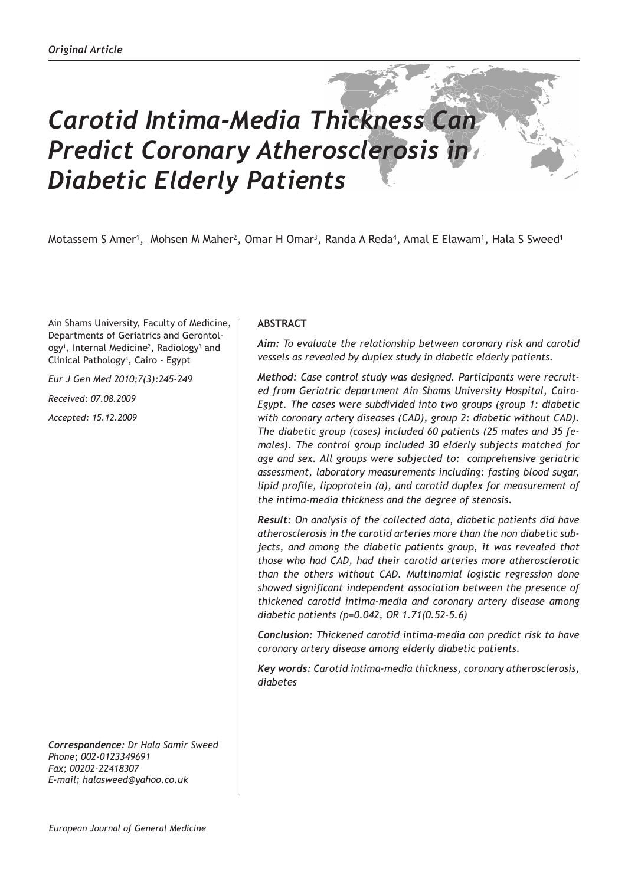*Original Article*

# *Carotid Intima-Media Thickness Can Predict Coronary Atherosclerosis in Diabetic Elderly Patients*

Motassem S Amer[1], Mohsen M Maher[2], Omar H Omar[3], Randa A Reda[4], Amal E Elawam[1], Hala S Sweed[1]

Ain Shams University, Faculty of Medicine, Departments of Geriatrics and Gerontology[1], Internal Medicine[2], Radiology[3] and Clinical Pathology[4], Cairo - Egypt

*Eur J Gen Med 2010;7(3):245-249*

*Received: 07.08.2009*

*Accepted: 15.12.2009*

*Correspondence: Dr Hala Samir Sweed*
*Phone; 002-0123349691*
*Fax; 00202-22418307*
*E-mail; halasweed@yahoo.co.uk*

**ABSTRACT**

***Aim:*** *To evaluate the relationship between coronary risk and carotid vessels as revealed by duplex study in diabetic elderly patients.*

***Method:*** *Case control study was designed. Participants were recruited from Geriatric department Ain Shams University Hospital, Cairo-Egypt. The cases were subdivided into two groups (group 1: diabetic with coronary artery diseases (CAD), group 2: diabetic without CAD). The diabetic group (cases) included 60 patients (25 males and 35 females). The control group included 30 elderly subjects matched for age and sex. All groups were subjected to: comprehensive geriatric assessment, laboratory measurements including: fasting blood sugar, lipid profile, lipoprotein (a), and carotid duplex for measurement of the intima-media thickness and the degree of stenosis.*

***Result:*** *On analysis of the collected data, diabetic patients did have atherosclerosis in the carotid arteries more than the non diabetic subjects, and among the diabetic patients group, it was revealed that those who had CAD, had their carotid arteries more atherosclerotic than the others without CAD. Multinomial logistic regression done showed significant independent association between the presence of thickened carotid intima-media and coronary artery disease among diabetic patients (p=0.042, OR 1.71(0.52-5.6)*

***Conclusion:*** *Thickened carotid intima-media can predict risk to have coronary artery disease among elderly diabetic patients.*

***Key words:*** *Carotid intima-media thickness, coronary atherosclerosis, diabetes*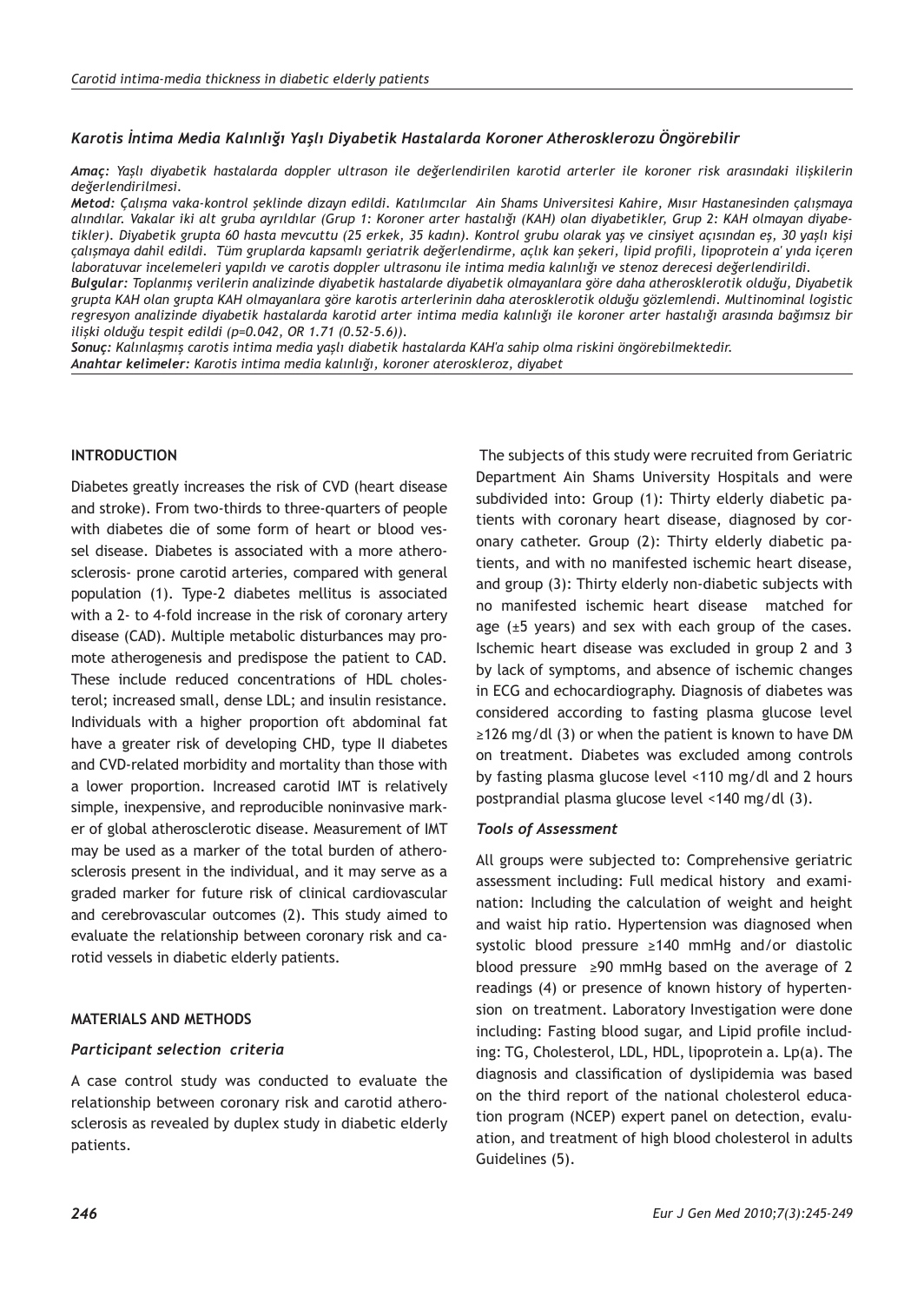## Karotis İntima Media Kalınlığı Yaşlı Diyabetik Hastalarda Koroner Atherosklerozu Öngörebilir

***Amaç:*** *Yaşlı diyabetik hastalarda doppler ultrason ile değerlendirilen karotid arterler ile koroner risk arasındaki ilişkilerin değerlendirilmesi.*

***Metod:*** *Çalışma vaka-kontrol şeklinde dizayn edildi. Katılımcılar Ain Shams Universitesi Kahire, Mısır Hastanesinden çalışmaya alındılar. Vakalar iki alt gruba ayrıldılar (Grup 1: Koroner arter hastalığı (KAH) olan diyabetikler, Grup 2: KAH olmayan diyabetikler). Diyabetik grupta 60 hasta mevcuttu (25 erkek, 35 kadın). Kontrol grubu olarak yaş ve cinsiyet açısından eş, 30 yaşlı kişi çalışmaya dahil edildi. Tüm gruplarda kapsamlı geriatrik değerlendirme, açlık kan şekeri, lipid profili, lipoprotein a' yıda içeren laboratuvar incelemeleri yapıldı ve carotis doppler ultrasonu ile intima media kalınlığı ve stenoz derecesi değerlendirildi.*

***Bulgular:*** *Toplanmış verilerin analizinde diyabetik hastalarde diyabetik olmayanlara göre daha atherosklerotik olduğu, Diyabetik grupta KAH olan grupta KAH olmayanlara göre karotis arterlerinin daha aterosklerotik olduğu gözlemlendi. Multinominal logistic regresyon analizinde diyabetik hastalarda karotid arter intima media kalınlığı ile koroner arter hastalığı arasında bağımsız bir ilişki olduğu tespit edildi (p=0.042, OR 1.71 (0.52-5.6)).*

***Sonuç:*** *Kalınlaşmış carotis intima media yaşlı diabetik hastalarda KAH'a sahip olma riskini öngörebilmektedir.*

***Anahtar kelimeler:*** *Karotis intima media kalınlığı, koroner ateroskleroz, diyabet*

## INTRODUCTION

Diabetes greatly increases the risk of CVD (heart disease and stroke). From two-thirds to three-quarters of people with diabetes die of some form of heart or blood vessel disease. Diabetes is associated with a more atherosclerosis- prone carotid arteries, compared with general population (1). Type-2 diabetes mellitus is associated with a 2- to 4-fold increase in the risk of coronary artery disease (CAD). Multiple metabolic disturbances may promote atherogenesis and predispose the patient to CAD. These include reduced concentrations of HDL cholesterol; increased small, dense LDL; and insulin resistance. Individuals with a higher proportion oft abdominal fat have a greater risk of developing CHD, type II diabetes and CVD-related morbidity and mortality than those with a lower proportion. Increased carotid IMT is relatively simple, inexpensive, and reproducible noninvasive marker of global atherosclerotic disease. Measurement of IMT may be used as a marker of the total burden of atherosclerosis present in the individual, and it may serve as a graded marker for future risk of clinical cardiovascular and cerebrovascular outcomes (2). This study aimed to evaluate the relationship between coronary risk and carotid vessels in diabetic elderly patients.

## MATERIALS AND METHODS

### *Participant selection criteria*

A case control study was conducted to evaluate the relationship between coronary risk and carotid atherosclerosis as revealed by duplex study in diabetic elderly patients.

The subjects of this study were recruited from Geriatric Department Ain Shams University Hospitals and were subdivided into: Group (1): Thirty elderly diabetic patients with coronary heart disease, diagnosed by coronary catheter. Group (2): Thirty elderly diabetic patients, and with no manifested ischemic heart disease, and group (3): Thirty elderly non-diabetic subjects with no manifested ischemic heart disease matched for age (±5 years) and sex with each group of the cases. Ischemic heart disease was excluded in group 2 and 3 by lack of symptoms, and absence of ischemic changes in ECG and echocardiography. Diagnosis of diabetes was considered according to fasting plasma glucose level ≥126 mg/dl (3) or when the patient is known to have DM on treatment. Diabetes was excluded among controls by fasting plasma glucose level <110 mg/dl and 2 hours postprandial plasma glucose level <140 mg/dl (3).

### *Tools of Assessment*

All groups were subjected to: Comprehensive geriatric assessment including: Full medical history and examination: Including the calculation of weight and height and waist hip ratio. Hypertension was diagnosed when systolic blood pressure ≥140 mmHg and/or diastolic blood pressure ≥90 mmHg based on the average of 2 readings (4) or presence of known history of hypertension on treatment. Laboratory Investigation were done including: Fasting blood sugar, and Lipid profile including: TG, Cholesterol, LDL, HDL, lipoprotein a. Lp(a). The diagnosis and classification of dyslipidemia was based on the third report of the national cholesterol education program (NCEP) expert panel on detection, evaluation, and treatment of high blood cholesterol in adults Guidelines (5).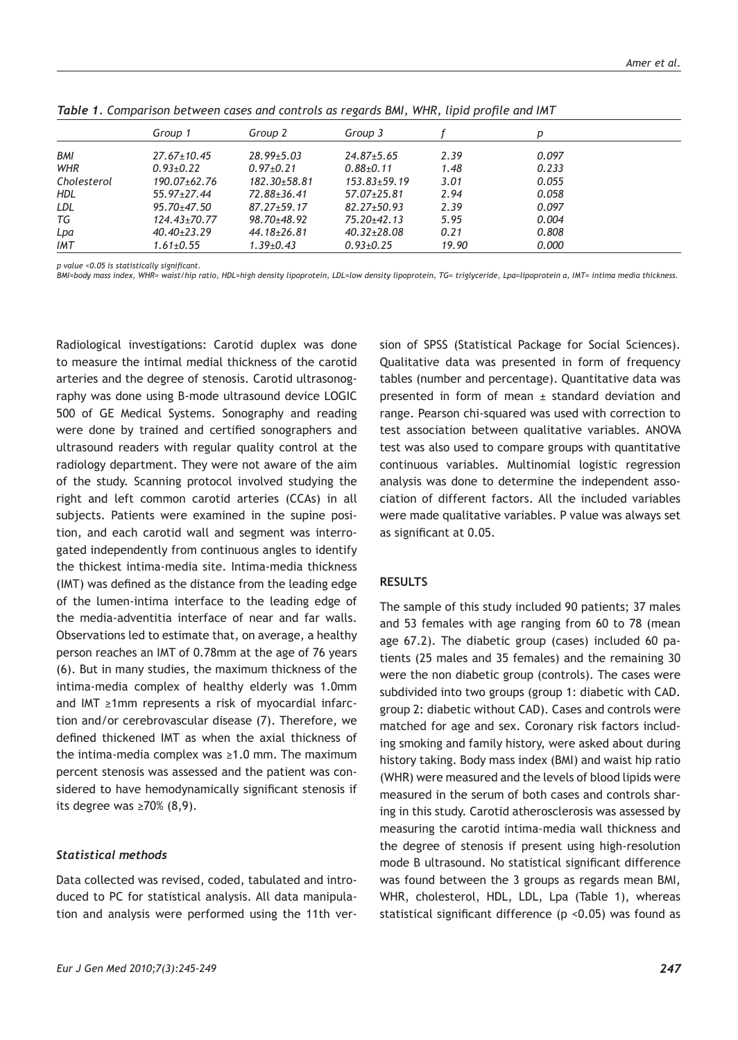*Table 1. Comparison between cases and controls as regards BMI, WHR, lipid profile and IMT*

| | Group 1 | Group 2 | Group 3 | f | p |
|---|---|---|---|---|---|
| BMI | 27.67±10.45 | 28.99±5.03 | 24.87±5.65 | 2.39 | 0.097 |
| WHR | 0.93±0.22 | 0.97±0.21 | 0.88±0.11 | 1.48 | 0.233 |
| Cholesterol | 190.07±62.76 | 182.30±58.81 | 153.83±59.19 | 3.01 | 0.055 |
| HDL | 55.97±27.44 | 72.88±36.41 | 57.07±25.81 | 2.94 | 0.058 |
| LDL | 95.70±47.50 | 87.27±59.17 | 82.27±50.93 | 2.39 | 0.097 |
| TG | 124.43±70.77 | 98.70±48.92 | 75.20±42.13 | 5.95 | 0.004 |
| Lpa | 40.40±23.29 | 44.18±26.81 | 40.32±28.08 | 0.21 | 0.808 |
| IMT | 1.61±0.55 | 1.39±0.43 | 0.93±0.25 | 19.90 | 0.000 |

*p value <0.05 is statistically significant.*
*BMI=body mass index, WHR= waist/hip ratio, HDL=high density lipoprotein, LDL=low density lipoprotein, TG= triglyceride, Lpa=lipoprotein a, IMT= intima media thickness.*

Radiological investigations: Carotid duplex was done to measure the intimal medial thickness of the carotid arteries and the degree of stenosis. Carotid ultrasonography was done using B-mode ultrasound device LOGIC 500 of GE Medical Systems. Sonography and reading were done by trained and certified sonographers and ultrasound readers with regular quality control at the radiology department. They were not aware of the aim of the study. Scanning protocol involved studying the right and left common carotid arteries (CCAs) in all subjects. Patients were examined in the supine position, and each carotid wall and segment was interrogated independently from continuous angles to identify the thickest intima-media site. Intima-media thickness (IMT) was defined as the distance from the leading edge of the lumen-intima interface to the leading edge of the media-adventitia interface of near and far walls. Observations led to estimate that, on average, a healthy person reaches an IMT of 0.78mm at the age of 76 years (6). But in many studies, the maximum thickness of the intima-media complex of healthy elderly was 1.0mm and IMT ≥1mm represents a risk of myocardial infarction and/or cerebrovascular disease (7). Therefore, we defined thickened IMT as when the axial thickness of the intima-media complex was ≥1.0 mm. The maximum percent stenosis was assessed and the patient was considered to have hemodynamically significant stenosis if its degree was ≥70% (8,9).

### *Statistical methods*

Data collected was revised, coded, tabulated and introduced to PC for statistical analysis. All data manipulation and analysis were performed using the 11th version of SPSS (Statistical Package for Social Sciences). Qualitative data was presented in form of frequency tables (number and percentage). Quantitative data was presented in form of mean ± standard deviation and range. Pearson chi-squared was used with correction to test association between qualitative variables. ANOVA test was also used to compare groups with quantitative continuous variables. Multinomial logistic regression analysis was done to determine the independent association of different factors. All the included variables were made qualitative variables. P value was always set as significant at 0.05.

## RESULTS

The sample of this study included 90 patients; 37 males and 53 females with age ranging from 60 to 78 (mean age 67.2). The diabetic group (cases) included 60 patients (25 males and 35 females) and the remaining 30 were the non diabetic group (controls). The cases were subdivided into two groups (group 1: diabetic with CAD. group 2: diabetic without CAD). Cases and controls were matched for age and sex. Coronary risk factors including smoking and family history, were asked about during history taking. Body mass index (BMI) and waist hip ratio (WHR) were measured and the levels of blood lipids were measured in the serum of both cases and controls sharing in this study. Carotid atherosclerosis was assessed by measuring the carotid intima-media wall thickness and the degree of stenosis if present using high-resolution mode B ultrasound. No statistical significant difference was found between the 3 groups as regards mean BMI, WHR, cholesterol, HDL, LDL, Lpa (Table 1), whereas statistical significant difference ($p < 0.05$) was found as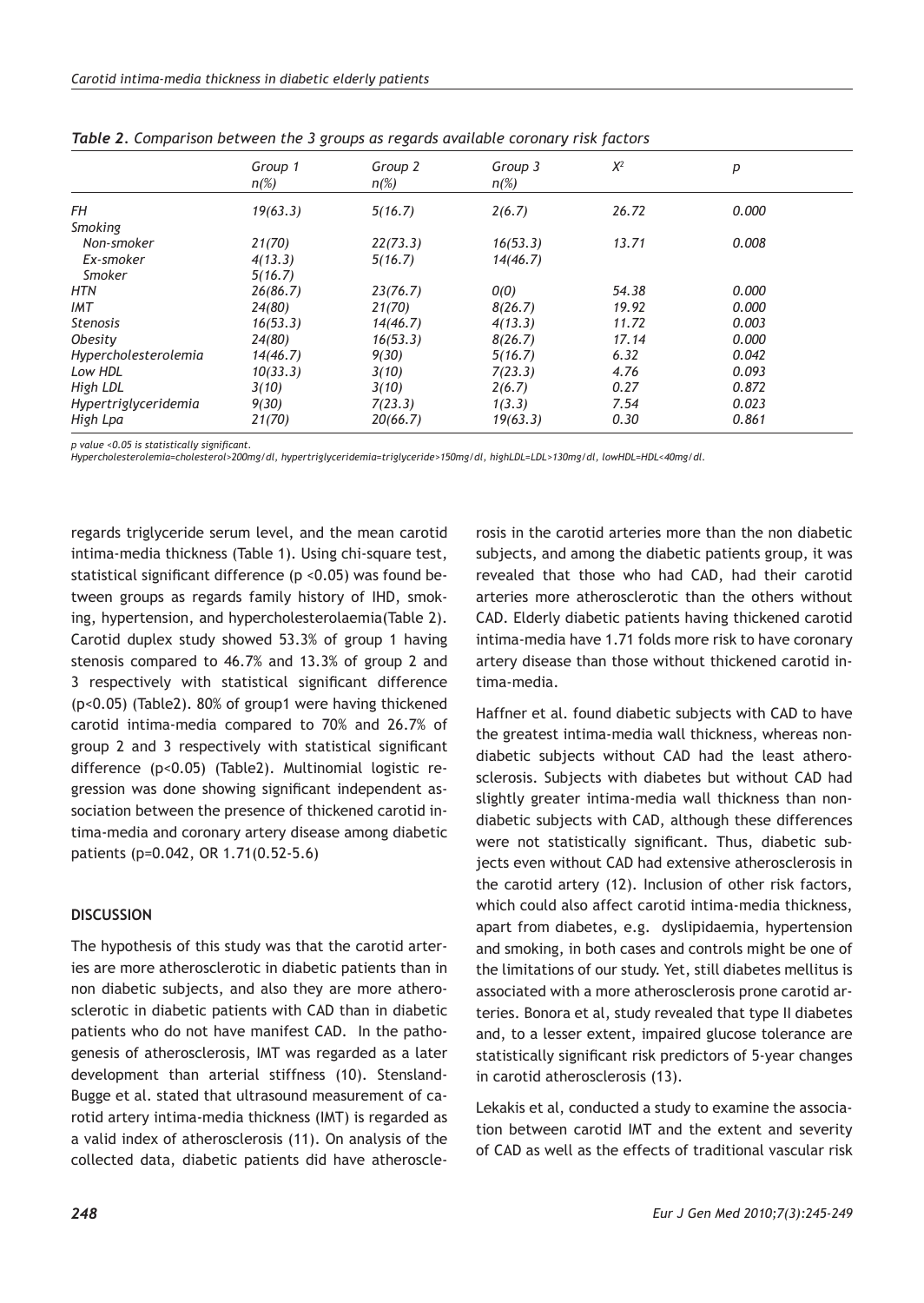*Table 2. Comparison between the 3 groups as regards available coronary risk factors*

| | Group 1 n(%) | Group 2 n(%) | Group 3 n(%) | $X^2$ | p |
|---|---|---|---|---|---|
| FH | 19(63.3) | 5(16.7) | 2(6.7) | 26.72 | 0.000 |
| Smoking | | | | | |
| Non-smoker | 21(70) | 22(73.3) | 16(53.3) | 13.71 | 0.008 |
| Ex-smoker | 4(13.3) | 5(16.7) | 14(46.7) | | |
| Smoker | 5(16.7) | | | | |
| HTN | 26(86.7) | 23(76.7) | 0(0) | 54.38 | 0.000 |
| IMT | 24(80) | 21(70) | 8(26.7) | 19.92 | 0.000 |
| Stenosis | 16(53.3) | 14(46.7) | 4(13.3) | 11.72 | 0.003 |
| Obesity | 24(80) | 16(53.3) | 8(26.7) | 17.14 | 0.000 |
| Hypercholesterolemia | 14(46.7) | 9(30) | 5(16.7) | 6.32 | 0.042 |
| Low HDL | 10(33.3) | 3(10) | 7(23.3) | 4.76 | 0.093 |
| High LDL | 3(10) | 3(10) | 2(6.7) | 0.27 | 0.872 |
| Hypertriglyceridemia | 9(30) | 7(23.3) | 1(3.3) | 7.54 | 0.023 |
| High Lpa | 21(70) | 20(66.7) | 19(63.3) | 0.30 | 0.861 |

*p value <0.05 is statistically significant.*
*Hypercholesterolemia=cholesterol>200mg/dl, hypertriglyceridemia=triglyceride>150mg/dl, highLDL=LDL>130mg/dl, lowHDL=HDL<40mg/dl.*

regards triglyceride serum level, and the mean carotid intima-media thickness (Table 1). Using chi-square test, statistical significant difference ($p < 0.05$) was found between groups as regards family history of IHD, smoking, hypertension, and hypercholesterolaemia(Table 2). Carotid duplex study showed 53.3% of group 1 having stenosis compared to 46.7% and 13.3% of group 2 and 3 respectively with statistical significant difference ($p < 0.05$) (Table2). 80% of group1 were having thickened carotid intima-media compared to 70% and 26.7% of group 2 and 3 respectively with statistical significant difference ($p < 0.05$) (Table2). Multinomial logistic regression was done showing significant independent association between the presence of thickened carotid intima-media and coronary artery disease among diabetic patients (p=0.042, OR 1.71(0.52-5.6)

## DISCUSSION

The hypothesis of this study was that the carotid arteries are more atherosclerotic in diabetic patients than in non diabetic subjects, and also they are more atherosclerotic in diabetic patients with CAD than in diabetic patients who do not have manifest CAD. In the pathogenesis of atherosclerosis, IMT was regarded as a later development than arterial stiffness (10). Stensland-Bugge et al. stated that ultrasound measurement of carotid artery intima-media thickness (IMT) is regarded as a valid index of atherosclerosis (11). On analysis of the collected data, diabetic patients did have atherosclerosis in the carotid arteries more than the non diabetic subjects, and among the diabetic patients group, it was revealed that those who had CAD, had their carotid arteries more atherosclerotic than the others without CAD. Elderly diabetic patients having thickened carotid intima-media have 1.71 folds more risk to have coronary artery disease than those without thickened carotid intima-media.

Haffner et al. found diabetic subjects with CAD to have the greatest intima-media wall thickness, whereas non-diabetic subjects without CAD had the least atherosclerosis. Subjects with diabetes but without CAD had slightly greater intima-media wall thickness than non-diabetic subjects with CAD, although these differences were not statistically significant. Thus, diabetic subjects even without CAD had extensive atherosclerosis in the carotid artery (12). Inclusion of other risk factors, which could also affect carotid intima-media thickness, apart from diabetes, e.g. dyslipidaemia, hypertension and smoking, in both cases and controls might be one of the limitations of our study. Yet, still diabetes mellitus is associated with a more atherosclerosis prone carotid arteries. Bonora et al, study revealed that type II diabetes and, to a lesser extent, impaired glucose tolerance are statistically significant risk predictors of 5-year changes in carotid atherosclerosis (13).

Lekakis et al, conducted a study to examine the association between carotid IMT and the extent and severity of CAD as well as the effects of traditional vascular risk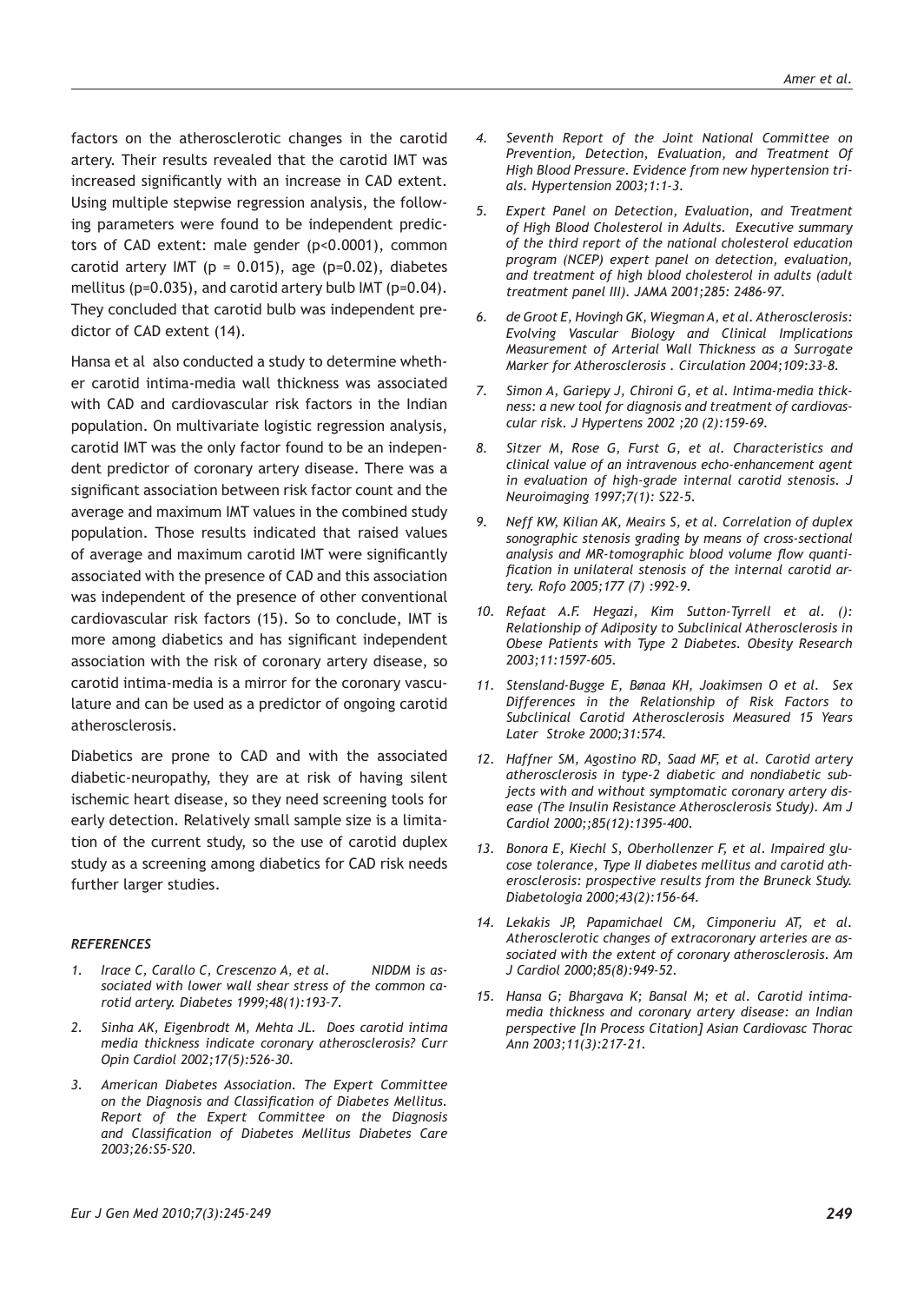factors on the atherosclerotic changes in the carotid artery. Their results revealed that the carotid IMT was increased significantly with an increase in CAD extent. Using multiple stepwise regression analysis, the following parameters were found to be independent predictors of CAD extent: male gender ($p<0.0001$), common carotid artery IMT ($p = 0.015$), age ($p=0.02$), diabetes mellitus ($p=0.035$), and carotid artery bulb IMT ($p=0.04$). They concluded that carotid bulb was independent predictor of CAD extent (14).

Hansa et al also conducted a study to determine whether carotid intima-media wall thickness was associated with CAD and cardiovascular risk factors in the Indian population. On multivariate logistic regression analysis, carotid IMT was the only factor found to be an independent predictor of coronary artery disease. There was a significant association between risk factor count and the average and maximum IMT values in the combined study population. Those results indicated that raised values of average and maximum carotid IMT were significantly associated with the presence of CAD and this association was independent of the presence of other conventional cardiovascular risk factors (15). So to conclude, IMT is more among diabetics and has significant independent association with the risk of coronary artery disease, so carotid intima-media is a mirror for the coronary vasculature and can be used as a predictor of ongoing carotid atherosclerosis.

Diabetics are prone to CAD and with the associated diabetic-neuropathy, they are at risk of having silent ischemic heart disease, so they need screening tools for early detection. Relatively small sample size is a limitation of the current study, so the use of carotid duplex study as a screening among diabetics for CAD risk needs further larger studies.

### *REFERENCES*

1. *Irace C, Carallo C, Crescenzo A, et al. NIDDM is associated with lower wall shear stress of the common carotid artery. Diabetes 1999;48(1):193-7.*
2. *Sinha AK, Eigenbrodt M, Mehta JL. Does carotid intima media thickness indicate coronary atherosclerosis? Curr Opin Cardiol 2002;17(5):526-30.*
3. *American Diabetes Association. The Expert Committee on the Diagnosis and Classification of Diabetes Mellitus. Report of the Expert Committee on the Diagnosis and Classification of Diabetes Mellitus Diabetes Care 2003;26:S5-S20.*
4. *Seventh Report of the Joint National Committee on Prevention, Detection, Evaluation, and Treatment Of High Blood Pressure. Evidence from new hypertension trials. Hypertension 2003;1:1-3.*
5. *Expert Panel on Detection, Evaluation, and Treatment of High Blood Cholesterol in Adults. Executive summary of the third report of the national cholesterol education program (NCEP) expert panel on detection, evaluation, and treatment of high blood cholesterol in adults (adult treatment panel III). JAMA 2001;285: 2486-97.*
6. *de Groot E, Hovingh GK, Wiegman A, et al. Atherosclerosis: Evolving Vascular Biology and Clinical Implications Measurement of Arterial Wall Thickness as a Surrogate Marker for Atherosclerosis . Circulation 2004;109:33-8.*
7. *Simon A, Gariepy J, Chironi G, et al. Intima-media thickness: a new tool for diagnosis and treatment of cardiovascular risk. J Hypertens 2002 ;20 (2):159-69.*
8. *Sitzer M, Rose G, Furst G, et al. Characteristics and clinical value of an intravenous echo-enhancement agent in evaluation of high-grade internal carotid stenosis. J Neuroimaging 1997;7(1): S22-5.*
9. *Neff KW, Kilian AK, Meairs S, et al. Correlation of duplex sonographic stenosis grading by means of cross-sectional analysis and MR-tomographic blood volume flow quantification in unilateral stenosis of the internal carotid artery. Rofo 2005;177 (7) :992-9.*
10. *Refaat A.F. Hegazi, Kim Sutton-Tyrrell et al. (): Relationship of Adiposity to Subclinical Atherosclerosis in Obese Patients with Type 2 Diabetes. Obesity Research 2003;11:1597-605.*
11. *Stensland-Bugge E, Bønaa KH, Joakimsen O et al. Sex Differences in the Relationship of Risk Factors to Subclinical Carotid Atherosclerosis Measured 15 Years Later Stroke 2000;31:574.*
12. *Haffner SM, Agostino RD, Saad MF, et al. Carotid artery atherosclerosis in type-2 diabetic and nondiabetic subjects with and without symptomatic coronary artery disease (The Insulin Resistance Atherosclerosis Study). Am J Cardiol 2000;;85(12):1395-400.*
13. *Bonora E, Kiechl S, Oberhollenzer F, et al. Impaired glucose tolerance, Type II diabetes mellitus and carotid atherosclerosis: prospective results from the Bruneck Study. Diabetologia 2000;43(2):156-64.*
14. *Lekakis JP, Papamichael CM, Cimponeriu AT, et al. Atherosclerotic changes of extracoronary arteries are associated with the extent of coronary atherosclerosis. Am J Cardiol 2000;85(8):949-52.*
15. *Hansa G; Bhargava K; Bansal M; et al. Carotid intima-media thickness and coronary artery disease: an Indian perspective [In Process Citation] Asian Cardiovasc Thorac Ann 2003;11(3):217-21.*